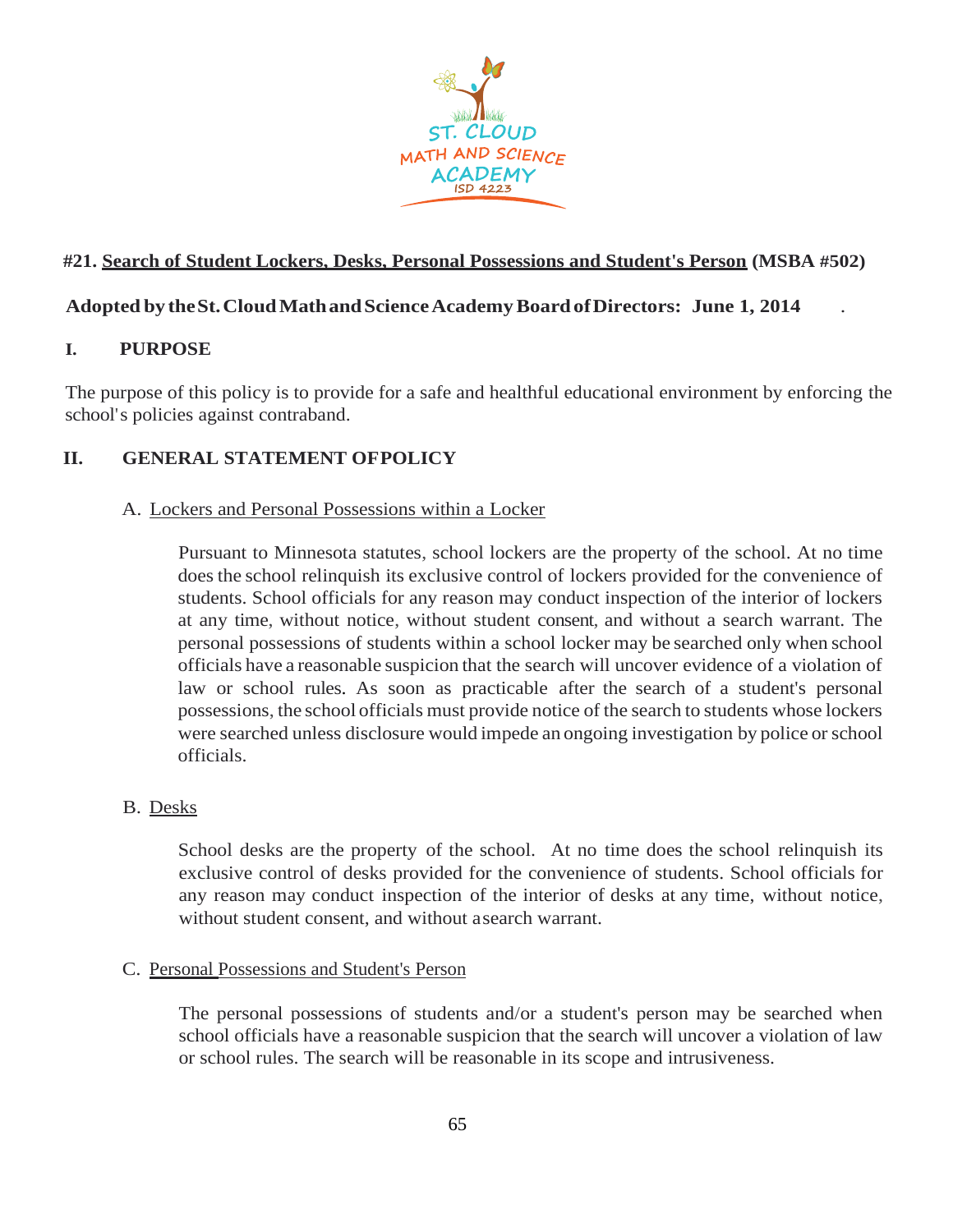## #21. Search of Student Lockers, Desks, Personal Possessions and Student's Person (MSBA #502)

**Adopted by the St. Cloud Math and Science Academy Board of Directors: June 1, 2014**

### I. PURPOSE

The purpose of this policy is to provide for a safe and healthful educational environment by enforcing the school's policies against contraband.

### II. GENERAL STATEMENT OF POLICY

A. Lockers and Personal Possessions within a Locker

Pursuant to Minnesota statutes, school lockers are the property of the school. At no time does the school relinquish its exclusive control of lockers provided for the convenience of students. School officials for any reason may conduct inspection of the interior of lockers at any time, without notice, without student consent, and without a search warrant. The personal possessions of students within a school locker may be searched only when school officials have a reasonable suspicion that the search will uncover evidence of a violation of law or school rules. As soon as practicable after the search of a student's personal possessions, the school officials must provide notice of the search to students whose lockers were searched unless disclosure would impede an ongoing investigation by police or school officials.

B. Desks

School desks are the property of the school. At no time does the school relinquish its exclusive control of desks provided for the convenience of students. School officials for any reason may conduct inspection of the interior of desks at any time, without notice, without student consent, and without a search warrant.

C. Personal Possessions and Student's Person

The personal possessions of students and/or a student's person may be searched when school officials have a reasonable suspicion that the search will uncover a violation of law or school rules. The search will be reasonable in its scope and intrusiveness.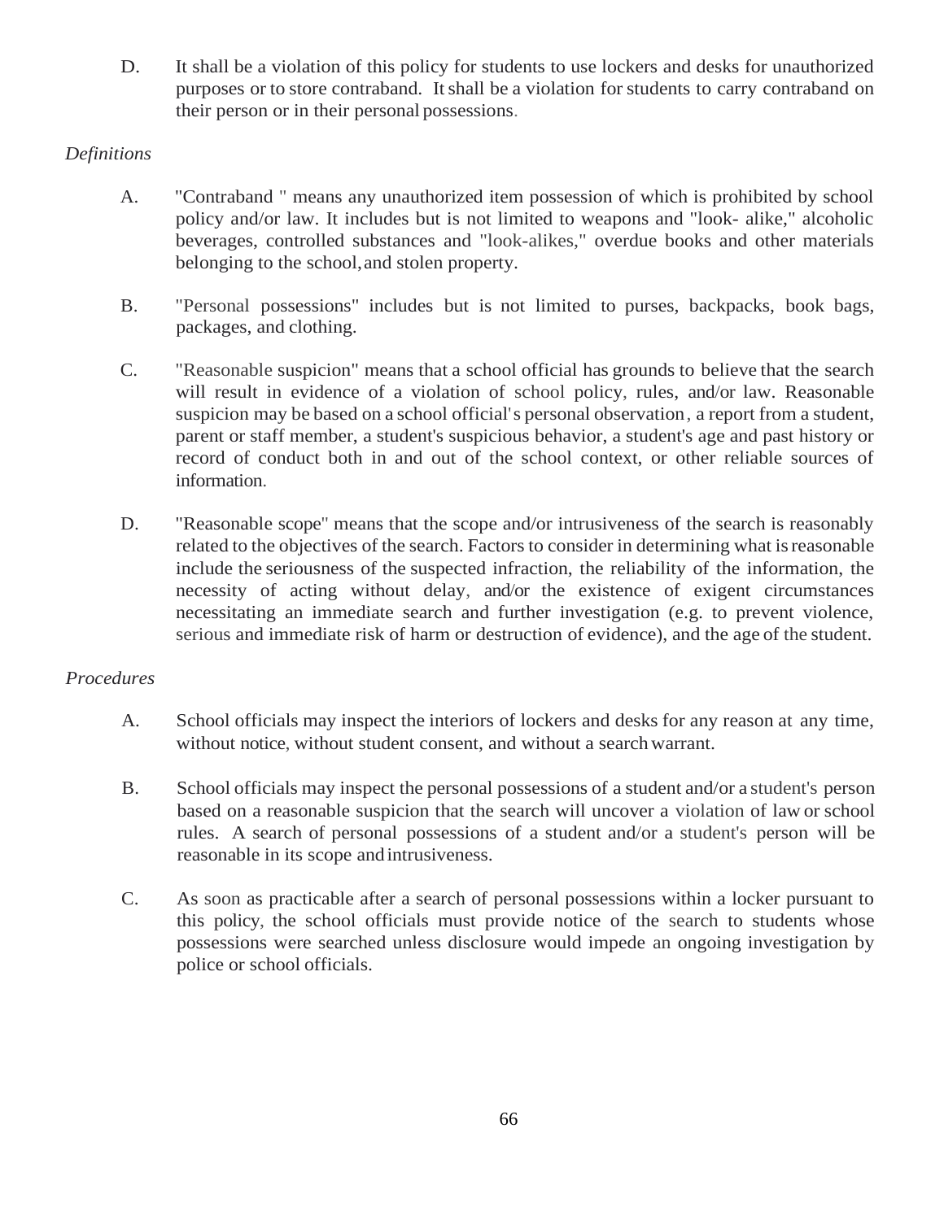D. It shall be a violation of this policy for students to use lockers and desks for unauthorized purposes or to store contraband. It shall be a violation for students to carry contraband on their person or in their personal possessions.

*Definitions*

A. "Contraband " means any unauthorized item possession of which is prohibited by school policy and/or law. It includes but is not limited to weapons and "look- alike," alcoholic beverages, controlled substances and "look-alikes," overdue books and other materials belonging to the school, and stolen property.

B. "Personal possessions" includes but is not limited to purses, backpacks, book bags, packages, and clothing.

C. "Reasonable suspicion" means that a school official has grounds to believe that the search will result in evidence of a violation of school policy, rules, and/or law. Reasonable suspicion may be based on a school official's personal observation, a report from a student, parent or staff member, a student's suspicious behavior, a student's age and past history or record of conduct both in and out of the school context, or other reliable sources of information.

D. "Reasonable scope" means that the scope and/or intrusiveness of the search is reasonably related to the objectives of the search. Factors to consider in determining what is reasonable include the seriousness of the suspected infraction, the reliability of the information, the necessity of acting without delay, and/or the existence of exigent circumstances necessitating an immediate search and further investigation (e.g. to prevent violence, serious and immediate risk of harm or destruction of evidence), and the age of the student.

*Procedures*

A. School officials may inspect the interiors of lockers and desks for any reason at any time, without notice, without student consent, and without a search warrant.

B. School officials may inspect the personal possessions of a student and/or a student's person based on a reasonable suspicion that the search will uncover a violation of law or school rules. A search of personal possessions of a student and/or a student's person will be reasonable in its scope and intrusiveness.

C. As soon as practicable after a search of personal possessions within a locker pursuant to this policy, the school officials must provide notice of the search to students whose possessions were searched unless disclosure would impede an ongoing investigation by police or school officials.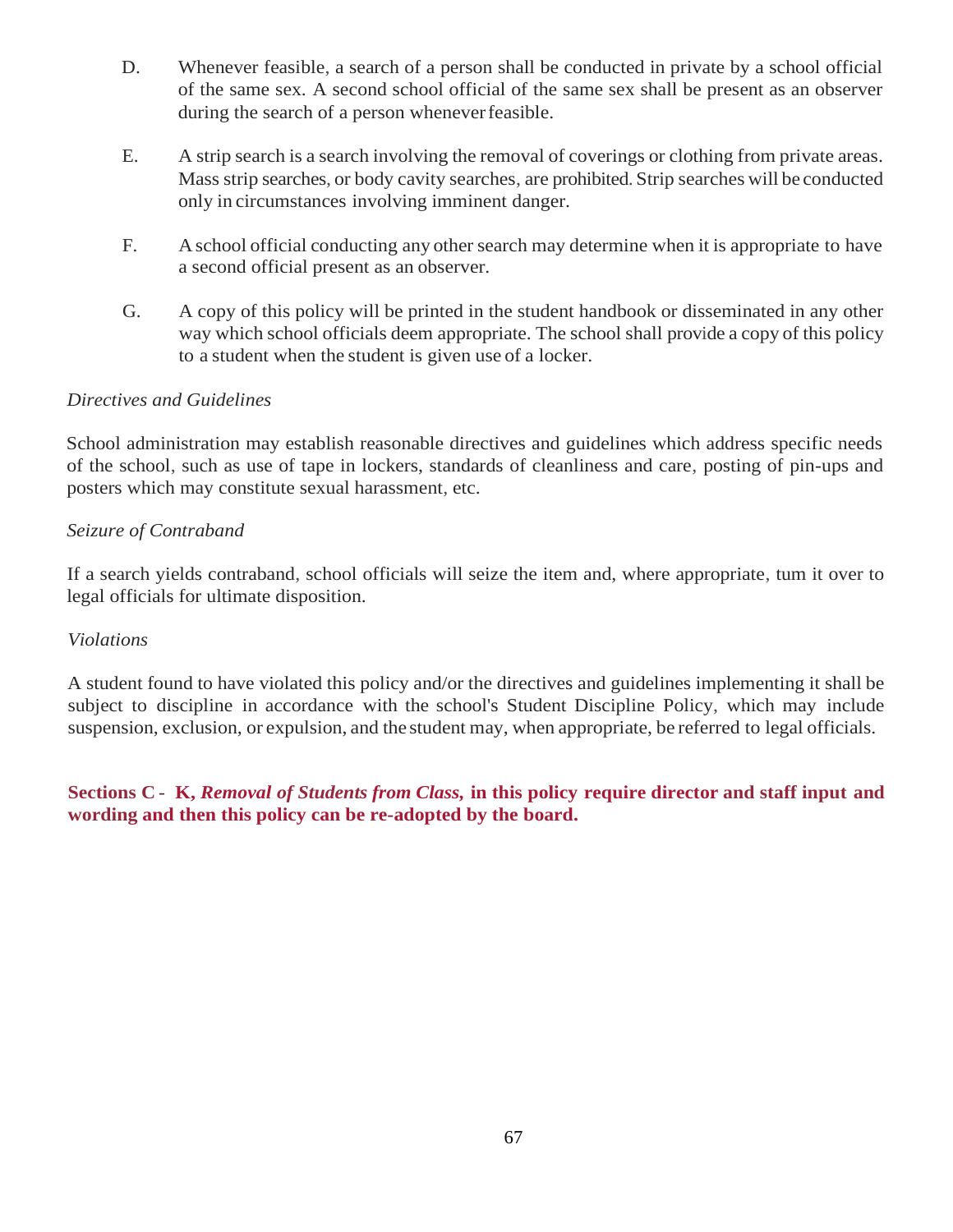D. Whenever feasible, a search of a person shall be conducted in private by a school official of the same sex. A second school official of the same sex shall be present as an observer during the search of a person whenever feasible.

E. A strip search is a search involving the removal of coverings or clothing from private areas. Mass strip searches, or body cavity searches, are prohibited. Strip searches will be conducted only in circumstances involving imminent danger.

F. A school official conducting any other search may determine when it is appropriate to have a second official present as an observer.

G. A copy of this policy will be printed in the student handbook or disseminated in any other way which school officials deem appropriate. The school shall provide a copy of this policy to a student when the student is given use of a locker.

*Directives and Guidelines*

School administration may establish reasonable directives and guidelines which address specific needs of the school, such as use of tape in lockers, standards of cleanliness and care, posting of pin-ups and posters which may constitute sexual harassment, etc.

*Seizure of Contraband*

If a search yields contraband, school officials will seize the item and, where appropriate, tum it over to legal officials for ultimate disposition.

*Violations*

A student found to have violated this policy and/or the directives and guidelines implementing it shall be subject to discipline in accordance with the school's Student Discipline Policy, which may include suspension, exclusion, or expulsion, and the student may, when appropriate, be referred to legal officials.

**Sections C - K, *Removal of Students from Class,* in this policy require director and staff input and wording and then this policy can be re-adopted by the board.**